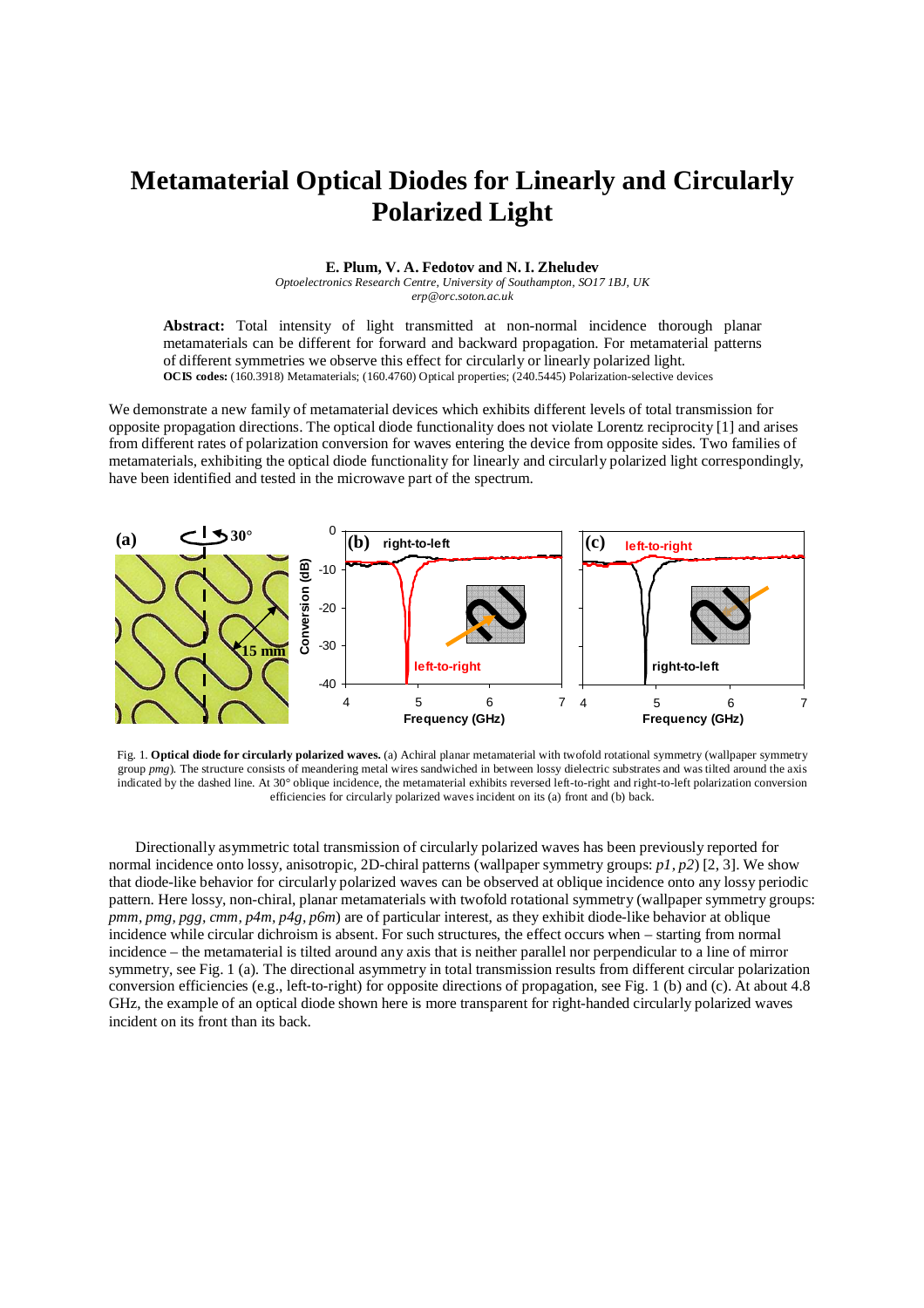# Metamaterial Optical Diodes for Linearly and Circularly Polarized Light

**E. Plum, V. A. Fedotov and N. I. Zheludev**

*Optoelectronics Research Centre, University of Southampton, SO17 1BJ, UK*
*erp@orc.soton.ac.uk*

**Abstract:** Total intensity of light transmitted at non-normal incidence thorough planar metamaterials can be different for forward and backward propagation. For metamaterial patterns of different symmetries we observe this effect for circularly or linearly polarized light.

**OCIS codes:** (160.3918) Metamaterials; (160.4760) Optical properties; (240.5445) Polarization-selective devices

We demonstrate a new family of metamaterial devices which exhibits different levels of total transmission for opposite propagation directions. The optical diode functionality does not violate Lorentz reciprocity [1] and arises from different rates of polarization conversion for waves entering the device from opposite sides. Two families of metamaterials, exhibiting the optical diode functionality for linearly and circularly polarized light correspondingly, have been identified and tested in the microwave part of the spectrum.

Fig. 1. **Optical diode for circularly polarized waves.** (a) Achiral planar metamaterial with twofold rotational symmetry (wallpaper symmetry group *pmg*). The structure consists of meandering metal wires sandwiched in between lossy dielectric substrates and was tilted around the axis indicated by the dashed line. At 30° oblique incidence, the metamaterial exhibits reversed left-to-right and right-to-left polarization conversion efficiencies for circularly polarized waves incident on its (a) front and (b) back.

Directionally asymmetric total transmission of circularly polarized waves has been previously reported for normal incidence onto lossy, anisotropic, 2D-chiral patterns (wallpaper symmetry groups: *p1*, *p2*) [2, 3]. We show that diode-like behavior for circularly polarized waves can be observed at oblique incidence onto any lossy periodic pattern. Here lossy, non-chiral, planar metamaterials with twofold rotational symmetry (wallpaper symmetry groups: *pmm*, *pmg*, *pgg*, *cmm*, *p4m*, *p4g*, *p6m*) are of particular interest, as they exhibit diode-like behavior at oblique incidence while circular dichroism is absent. For such structures, the effect occurs when – starting from normal incidence – the metamaterial is tilted around any axis that is neither parallel nor perpendicular to a line of mirror symmetry, see Fig. 1 (a). The directional asymmetry in total transmission results from different circular polarization conversion efficiencies (e.g., left-to-right) for opposite directions of propagation, see Fig. 1 (b) and (c). At about 4.8 GHz, the example of an optical diode shown here is more transparent for right-handed circularly polarized waves incident on its front than its back.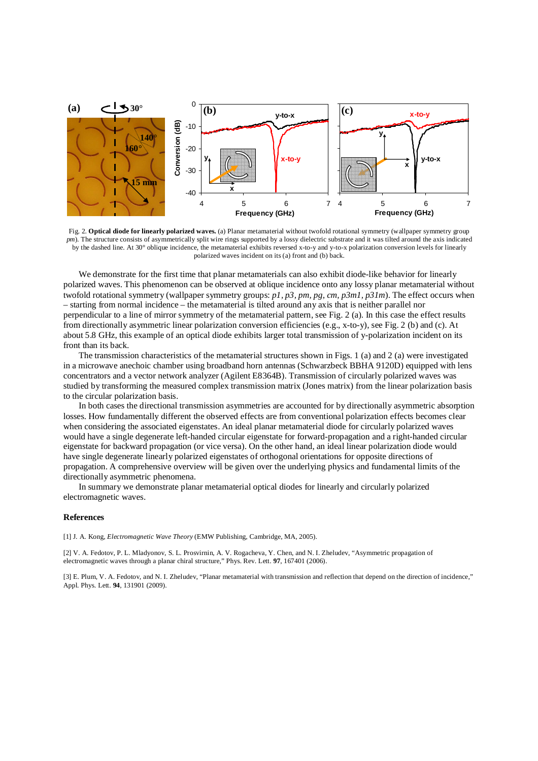(a)

30°

140°

160°

15 mm

(b)

0

-10

-20

-30

-40

Conversion (dB)

y-to-x

x-to-y

y

x

4 5 6 7

Frequency (GHz)

(c)

x-to-y

y

x

y-to-x

4 5 6 7

Frequency (GHz)

Fig. 2. **Optical diode for linearly polarized waves.** (a) Planar metamaterial without twofold rotational symmetry (wallpaper symmetry group *pm*). The structure consists of asymmetrically split wire rings supported by a lossy dielectric substrate and it was tilted around the axis indicated by the dashed line. At 30° oblique incidence, the metamaterial exhibits reversed x-to-y and y-to-x polarization conversion levels for linearly polarized waves incident on its (a) front and (b) back.

We demonstrate for the first time that planar metamaterials can also exhibit diode-like behavior for linearly polarized waves. This phenomenon can be observed at oblique incidence onto any lossy planar metamaterial without twofold rotational symmetry (wallpaper symmetry groups: *p1*, *p3*, *pm*, *pg*, *cm*, *p3m1*, *p31m*). The effect occurs when – starting from normal incidence – the metamaterial is tilted around any axis that is neither parallel nor perpendicular to a line of mirror symmetry of the metamaterial pattern, see Fig. 2 (a). In this case the effect results from directionally asymmetric linear polarization conversion efficiencies (e.g., x-to-y), see Fig. 2 (b) and (c). At about 5.8 GHz, this example of an optical diode exhibits larger total transmission of y-polarization incident on its front than its back.

The transmission characteristics of the metamaterial structures shown in Figs. 1 (a) and 2 (a) were investigated in a microwave anechoic chamber using broadband horn antennas (Schwarzbeck BBHA 9120D) equipped with lens concentrators and a vector network analyzer (Agilent E8364B). Transmission of circularly polarized waves was studied by transforming the measured complex transmission matrix (Jones matrix) from the linear polarization basis to the circular polarization basis.

In both cases the directional transmission asymmetries are accounted for by directionally asymmetric absorption losses. How fundamentally different the observed effects are from conventional polarization effects becomes clear when considering the associated eigenstates. An ideal planar metamaterial diode for circularly polarized waves would have a single degenerate left-handed circular eigenstate for forward-propagation and a right-handed circular eigenstate for backward propagation (or vice versa). On the other hand, an ideal linear polarization diode would have single degenerate linearly polarized eigenstates of orthogonal orientations for opposite directions of propagation. A comprehensive overview will be given over the underlying physics and fundamental limits of the directionally asymmetric phenomena.

In summary we demonstrate planar metamaterial optical diodes for linearly and circularly polarized electromagnetic waves.

## References

[1] J. A. Kong, *Electromagnetic Wave Theory* (EMW Publishing, Cambridge, MA, 2005).

[2] V. A. Fedotov, P. L. Mladyonov, S. L. Prosvirnin, A. V. Rogacheva, Y. Chen, and N. I. Zheludev, "Asymmetric propagation of electromagnetic waves through a planar chiral structure," Phys. Rev. Lett. **97**, 167401 (2006).

[3] E. Plum, V. A. Fedotov, and N. I. Zheludev, "Planar metamaterial with transmission and reflection that depend on the direction of incidence," Appl. Phys. Lett. **94**, 131901 (2009).